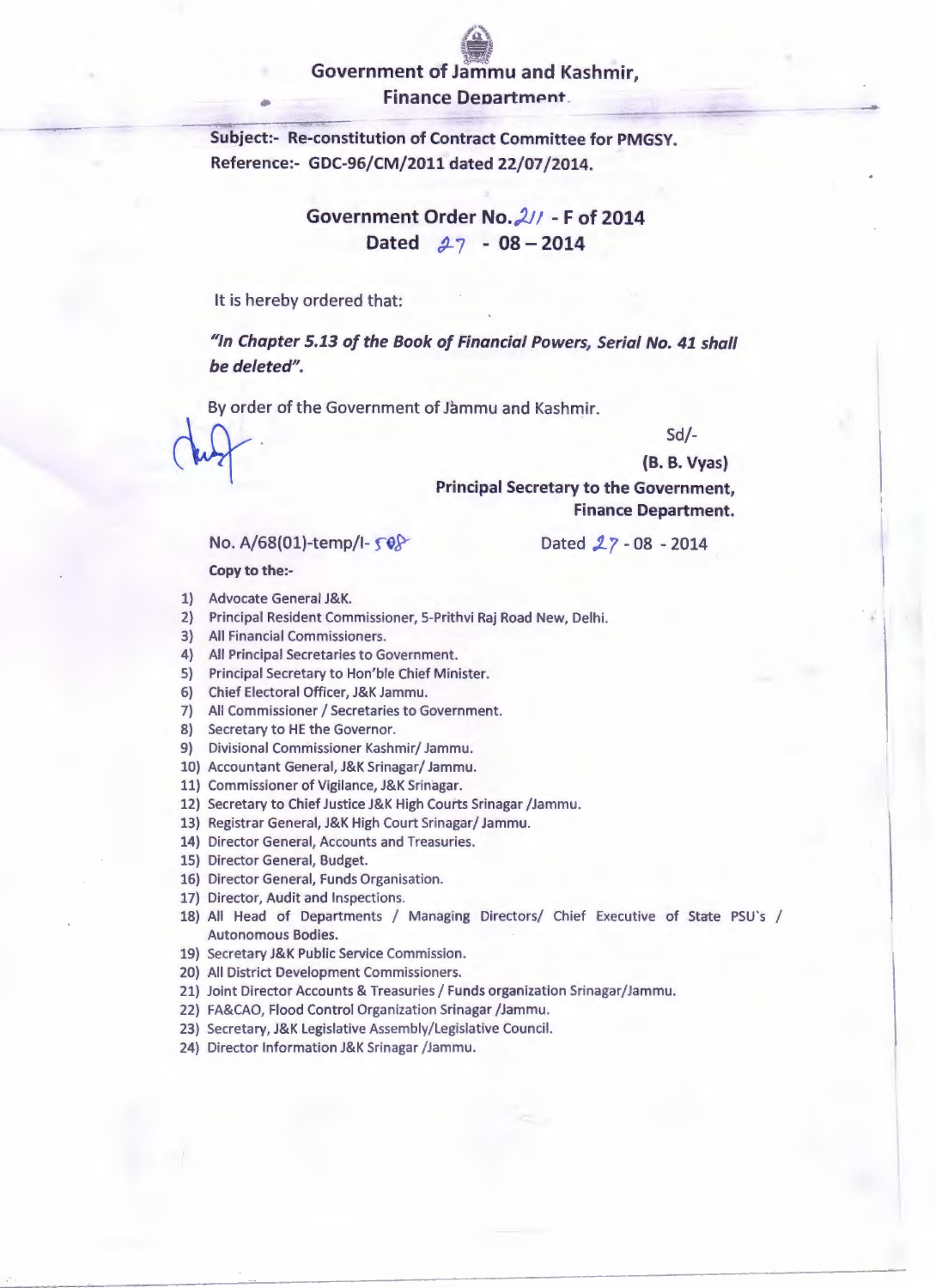# Government of Jammu and Kashmir,
## Finance Department.

**Subject:- Re-constitution of Contract Committee for PMGSY.**
**Reference:- GDC-96/CM/2011 dated 22/07/2014.**

**Government Order No. 211 - F of 2014**
**Dated 27 - 08 – 2014**

It is hereby ordered that:

***"In Chapter 5.13 of the Book of Financial Powers, Serial No. 41 shall be deleted".***

By order of the Government of Jammu and Kashmir.

Sd/-

**(B. B. Vyas)**
**Principal Secretary to the Government,**
**Finance Department.**

No. A/68(01)-temp/I- 508 Dated 27 - 08 - 2014

**Copy to the:-**

1) Advocate General J&K.
2) Principal Resident Commissioner, 5-Prithvi Raj Road New, Delhi.
3) All Financial Commissioners.
4) All Principal Secretaries to Government.
5) Principal Secretary to Hon'ble Chief Minister.
6) Chief Electoral Officer, J&K Jammu.
7) All Commissioner / Secretaries to Government.
8) Secretary to HE the Governor.
9) Divisional Commissioner Kashmir/ Jammu.
10) Accountant General, J&K Srinagar/ Jammu.
11) Commissioner of Vigilance, J&K Srinagar.
12) Secretary to Chief Justice J&K High Courts Srinagar /Jammu.
13) Registrar General, J&K High Court Srinagar/ Jammu.
14) Director General, Accounts and Treasuries.
15) Director General, Budget.
16) Director General, Funds Organisation.
17) Director, Audit and Inspections.
18) All Head of Departments / Managing Directors/ Chief Executive of State PSU's / Autonomous Bodies.
19) Secretary J&K Public Service Commission.
20) All District Development Commissioners.
21) Joint Director Accounts & Treasuries / Funds organization Srinagar/Jammu.
22) FA&CAO, Flood Control Organization Srinagar /Jammu.
23) Secretary, J&K Legislative Assembly/Legislative Council.
24) Director Information J&K Srinagar /Jammu.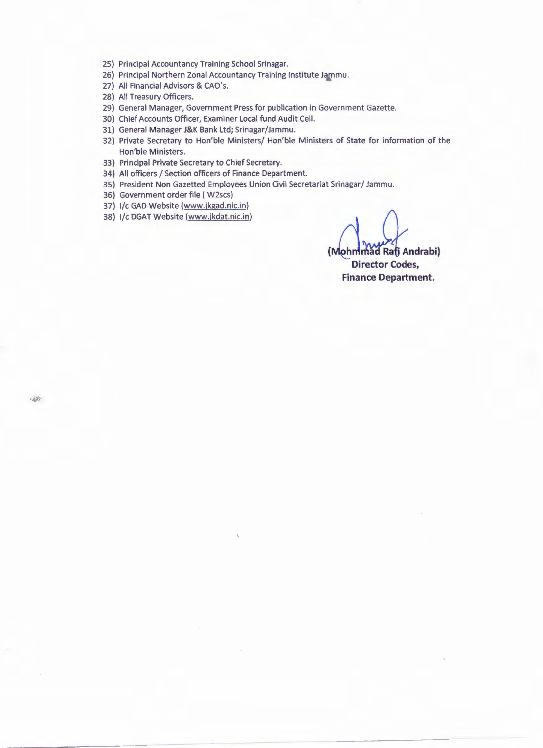25) Principal Accountancy Training School Srinagar.
26) Principal Northern Zonal Accountancy Training Institute Jammu.
27) All Financial Advisors & CAO`s.
28) All Treasury Officers.
29) General Manager, Government Press for publication in Government Gazette.
30) Chief Accounts Officer, Examiner Local fund Audit Cell.
31) General Manager J&K Bank Ltd; Srinagar/Jammu.
32) Private Secretary to Hon'ble Ministers/ Hon'ble Ministers of State for information of the Hon'ble Ministers.
33) Principal Private Secretary to Chief Secretary.
34) All officers / Section officers of Finance Department.
35) President Non Gazetted Employees Union Civil Secretariat Srinagar/ Jammu.
36) Government order file ( W2scs)
37) I/c GAD Website (www.jkgad.nic.in)
38) I/c DGAT Website (www.jkdat.nic.in)

**(Mohmmad Rafi Andrabi)**
**Director Codes,**
**Finance Department.**